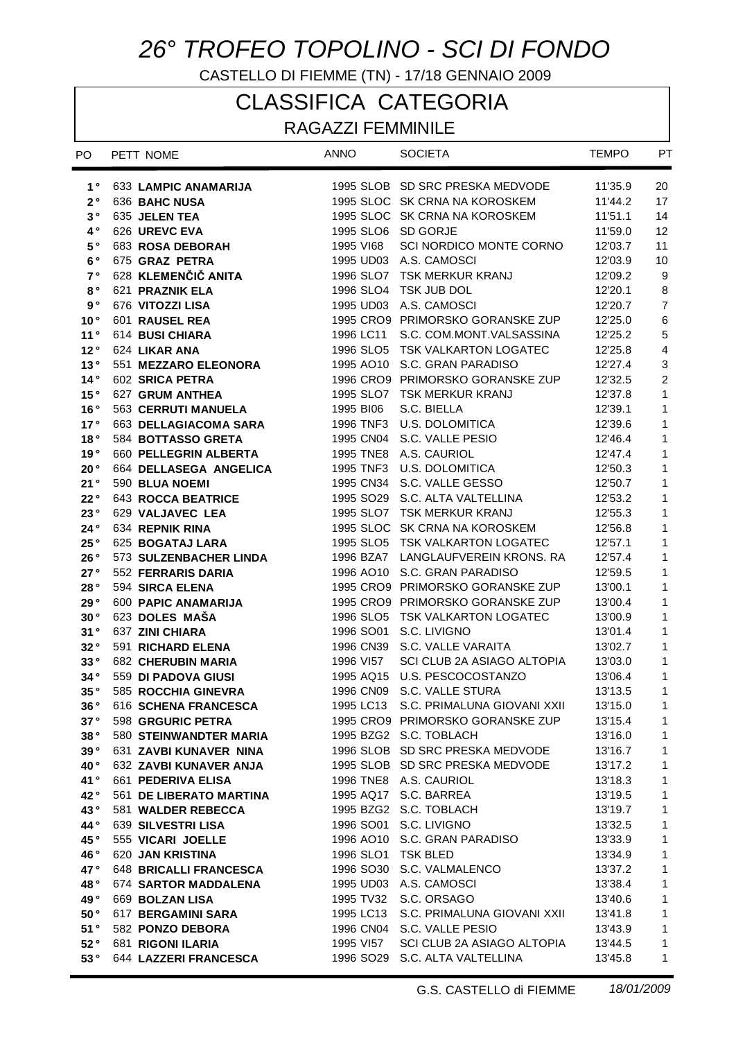# 26° TROFEO TOPOLINO - SCI DI FONDO

CASTELLO DI FIEMME (TN) - 17/18 GENNAIO 2009

## CLASSIFICA CATEGORIA

### RAGAZZI FEMMINILE

| PO | PETT | NOME | ANNO | | SOCIETA | TEMPO | PT |
|---|---|---|---|---|---|---|---|
| 1° | 633 | **LAMPIC ANAMARIJA** | 1995 | SLOB | SD SRC PRESKA MEDVODE | 11'35.9 | 20 |
| 2° | 636 | **BAHC NUSA** | 1995 | SLOC | SK CRNA NA KOROSKEM | 11'44.2 | 17 |
| 3° | 635 | **JELEN TEA** | 1995 | SLOC | SK CRNA NA KOROSKEM | 11'51.1 | 14 |
| 4° | 626 | **UREVC EVA** | 1995 | SLO6 | SD GORJE | 11'59.0 | 12 |
| 5° | 683 | **ROSA DEBORAH** | 1995 | VI68 | SCI NORDICO MONTE CORNO | 12'03.7 | 11 |
| 6° | 675 | **GRAZ PETRA** | 1995 | UD03 | A.S. CAMOSCI | 12'03.9 | 10 |
| 7° | 628 | **KLEMENČIČ ANITA** | 1996 | SLO7 | TSK MERKUR KRANJ | 12'09.2 | 9 |
| 8° | 621 | **PRAZNIK ELA** | 1996 | SLO4 | TSK JUB DOL | 12'20.1 | 8 |
| 9° | 676 | **VITOZZI LISA** | 1995 | UD03 | A.S. CAMOSCI | 12'20.7 | 7 |
| 10° | 601 | **RAUSEL REA** | 1995 | CRO9 | PRIMORSKO GORANSKE ZUP | 12'25.0 | 6 |
| 11° | 614 | **BUSI CHIARA** | 1996 | LC11 | S.C. COM.MONT.VALSASSINA | 12'25.2 | 5 |
| 12° | 624 | **LIKAR ANA** | 1996 | SLO5 | TSK VALKARTON LOGATEC | 12'25.8 | 4 |
| 13° | 551 | **MEZZARO ELEONORA** | 1995 | AO10 | S.C. GRAN PARADISO | 12'27.4 | 3 |
| 14° | 602 | **SRICA PETRA** | 1996 | CRO9 | PRIMORSKO GORANSKE ZUP | 12'32.5 | 2 |
| 15° | 627 | **GRUM ANTHEA** | 1995 | SLO7 | TSK MERKUR KRANJ | 12'37.8 | 1 |
| 16° | 563 | **CERRUTI MANUELA** | 1995 | BI06 | S.C. BIELLA | 12'39.1 | 1 |
| 17° | 663 | **DELLAGIACOMA SARA** | 1996 | TNF3 | U.S. DOLOMITICA | 12'39.6 | 1 |
| 18° | 584 | **BOTTASSO GRETA** | 1995 | CN04 | S.C. VALLE PESIO | 12'46.4 | 1 |
| 19° | 660 | **PELLEGRIN ALBERTA** | 1995 | TNE8 | A.S. CAURIOL | 12'47.4 | 1 |
| 20° | 664 | **DELLASEGA ANGELICA** | 1995 | TNF3 | U.S. DOLOMITICA | 12'50.3 | 1 |
| 21° | 590 | **BLUA NOEMI** | 1995 | CN34 | S.C. VALLE GESSO | 12'50.7 | 1 |
| 22° | 643 | **ROCCA BEATRICE** | 1995 | SO29 | S.C. ALTA VALTELLINA | 12'53.2 | 1 |
| 23° | 629 | **VALJAVEC LEA** | 1995 | SLO7 | TSK MERKUR KRANJ | 12'55.3 | 1 |
| 24° | 634 | **REPNIK RINA** | 1995 | SLOC | SK CRNA NA KOROSKEM | 12'56.8 | 1 |
| 25° | 625 | **BOGATAJ LARA** | 1995 | SLO5 | TSK VALKARTON LOGATEC | 12'57.1 | 1 |
| 26° | 573 | **SULZENBACHER LINDA** | 1996 | BZA7 | LANGLAUFVEREIN KRONS. RA | 12'57.4 | 1 |
| 27° | 552 | **FERRARIS DARIA** | 1996 | AO10 | S.C. GRAN PARADISO | 12'59.5 | 1 |
| 28° | 594 | **SIRCA ELENA** | 1995 | CRO9 | PRIMORSKO GORANSKE ZUP | 13'00.1 | 1 |
| 29° | 600 | **PAPIC ANAMARIJA** | 1995 | CRO9 | PRIMORSKO GORANSKE ZUP | 13'00.4 | 1 |
| 30° | 623 | **DOLES MAŠA** | 1996 | SLO5 | TSK VALKARTON LOGATEC | 13'00.9 | 1 |
| 31° | 637 | **ZINI CHIARA** | 1996 | SO01 | S.C. LIVIGNO | 13'01.4 | 1 |
| 32° | 591 | **RICHARD ELENA** | 1996 | CN39 | S.C. VALLE VARAITA | 13'02.7 | 1 |
| 33° | 682 | **CHERUBIN MARIA** | 1996 | VI57 | SCI CLUB 2A ASIAGO ALTOPIA | 13'03.0 | 1 |
| 34° | 559 | **DI PADOVA GIUSI** | 1995 | AQ15 | U.S. PESCOCOSTANZO | 13'06.4 | 1 |
| 35° | 585 | **ROCCHIA GINEVRA** | 1996 | CN09 | S.C. VALLE STURA | 13'13.5 | 1 |
| 36° | 616 | **SCHENA FRANCESCA** | 1995 | LC13 | S.C. PRIMALUNA GIOVANI XXII | 13'15.0 | 1 |
| 37° | 598 | **GRGURIC PETRA** | 1995 | CRO9 | PRIMORSKO GORANSKE ZUP | 13'15.4 | 1 |
| 38° | 580 | **STEINWANDTER MARIA** | 1995 | BZG2 | S.C. TOBLACH | 13'16.0 | 1 |
| 39° | 631 | **ZAVBI KUNAVER NINA** | 1996 | SLOB | SD SRC PRESKA MEDVODE | 13'16.7 | 1 |
| 40° | 632 | **ZAVBI KUNAVER ANJA** | 1995 | SLOB | SD SRC PRESKA MEDVODE | 13'17.2 | 1 |
| 41° | 661 | **PEDERIVA ELISA** | 1996 | TNE8 | A.S. CAURIOL | 13'18.3 | 1 |
| 42° | 561 | **DE LIBERATO MARTINA** | 1995 | AQ17 | S.C. BARREA | 13'19.5 | 1 |
| 43° | 581 | **WALDER REBECCA** | 1995 | BZG2 | S.C. TOBLACH | 13'19.7 | 1 |
| 44° | 639 | **SILVESTRI LISA** | 1996 | SO01 | S.C. LIVIGNO | 13'32.5 | 1 |
| 45° | 555 | **VICARI JOELLE** | 1996 | AO10 | S.C. GRAN PARADISO | 13'33.9 | 1 |
| 46° | 620 | **JAN KRISTINA** | 1996 | SLO1 | TSK BLED | 13'34.9 | 1 |
| 47° | 648 | **BRICALLI FRANCESCA** | 1996 | SO30 | S.C. VALMALENCO | 13'37.2 | 1 |
| 48° | 674 | **SARTOR MADDALENA** | 1995 | UD03 | A.S. CAMOSCI | 13'38.4 | 1 |
| 49° | 669 | **BOLZAN LISA** | 1995 | TV32 | S.C. ORSAGO | 13'40.6 | 1 |
| 50° | 617 | **BERGAMINI SARA** | 1995 | LC13 | S.C. PRIMALUNA GIOVANI XXII | 13'41.8 | 1 |
| 51° | 582 | **PONZO DEBORA** | 1996 | CN04 | S.C. VALLE PESIO | 13'43.9 | 1 |
| 52° | 681 | **RIGONI ILARIA** | 1995 | VI57 | SCI CLUB 2A ASIAGO ALTOPIA | 13'44.5 | 1 |
| 53° | 644 | **LAZZERI FRANCESCA** | 1996 | SO29 | S.C. ALTA VALTELLINA | 13'45.8 | 1 |

G.S. CASTELLO di FIEMME *18/01/2009*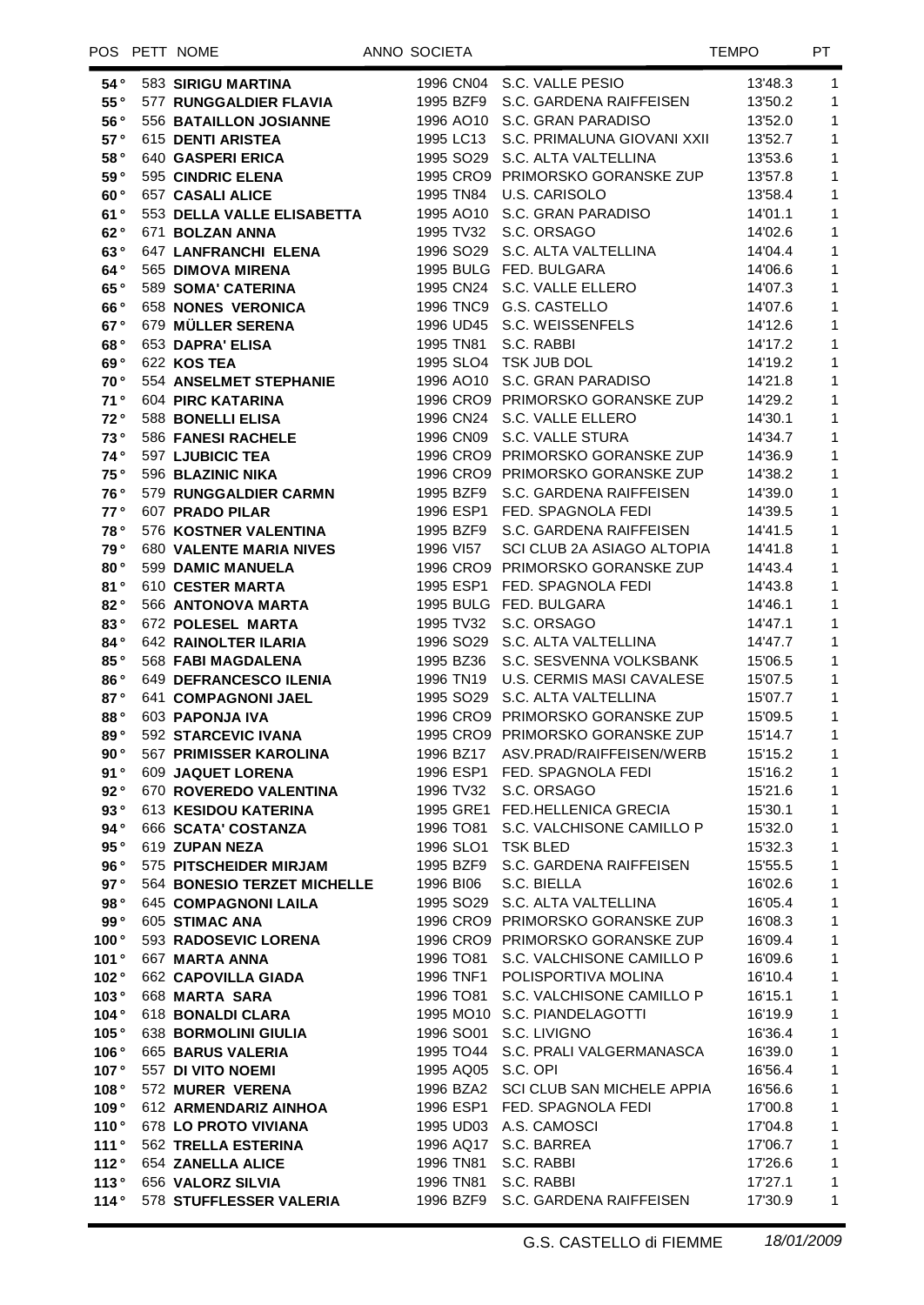| POS | PETT | NOME | ANNO | SOCIETA | | TEMPO | PT |
|---|---|---|---|---|---|---|---|
| 54° | 583 | **SIRIGU MARTINA** | 1996 | CN04 | S.C. VALLE PESIO | 13'48.3 | 1 |
| 55° | 577 | **RUNGGALDIER FLAVIA** | 1995 | BZF9 | S.C. GARDENA RAIFFEISEN | 13'50.2 | 1 |
| 56° | 556 | **BATAILLON JOSIANNE** | 1996 | AO10 | S.C. GRAN PARADISO | 13'52.0 | 1 |
| 57° | 615 | **DENTI ARISTEA** | 1995 | LC13 | S.C. PRIMALUNA GIOVANI XXII | 13'52.7 | 1 |
| 58° | 640 | **GASPERI ERICA** | 1995 | SO29 | S.C. ALTA VALTELLINA | 13'53.6 | 1 |
| 59° | 595 | **CINDRIC ELENA** | 1995 | CRO9 | PRIMORSKO GORANSKE ZUP | 13'57.8 | 1 |
| 60° | 657 | **CASALI ALICE** | 1995 | TN84 | U.S. CARISOLO | 13'58.4 | 1 |
| 61° | 553 | **DELLA VALLE ELISABETTA** | 1995 | AO10 | S.C. GRAN PARADISO | 14'01.1 | 1 |
| 62° | 671 | **BOLZAN ANNA** | 1995 | TV32 | S.C. ORSAGO | 14'02.6 | 1 |
| 63° | 647 | **LANFRANCHI ELENA** | 1996 | SO29 | S.C. ALTA VALTELLINA | 14'04.4 | 1 |
| 64° | 565 | **DIMOVA MIRENA** | 1995 | BULG | FED. BULGARA | 14'06.6 | 1 |
| 65° | 589 | **SOMA' CATERINA** | 1995 | CN24 | S.C. VALLE ELLERO | 14'07.3 | 1 |
| 66° | 658 | **NONES VERONICA** | 1996 | TNC9 | G.S. CASTELLO | 14'07.6 | 1 |
| 67° | 679 | **MÜLLER SERENA** | 1996 | UD45 | S.C. WEISSENFELS | 14'12.6 | 1 |
| 68° | 653 | **DAPRA' ELISA** | 1995 | TN81 | S.C. RABBI | 14'17.2 | 1 |
| 69° | 622 | **KOS TEA** | 1995 | SLO4 | TSK JUB DOL | 14'19.2 | 1 |
| 70° | 554 | **ANSELMET STEPHANIE** | 1996 | AO10 | S.C. GRAN PARADISO | 14'21.8 | 1 |
| 71° | 604 | **PIRC KATARINA** | 1996 | CRO9 | PRIMORSKO GORANSKE ZUP | 14'29.2 | 1 |
| 72° | 588 | **BONELLI ELISA** | 1996 | CN24 | S.C. VALLE ELLERO | 14'30.1 | 1 |
| 73° | 586 | **FANESI RACHELE** | 1996 | CN09 | S.C. VALLE STURA | 14'34.7 | 1 |
| 74° | 597 | **LJUBICIC TEA** | 1996 | CRO9 | PRIMORSKO GORANSKE ZUP | 14'36.9 | 1 |
| 75° | 596 | **BLAZINIC NIKA** | 1996 | CRO9 | PRIMORSKO GORANSKE ZUP | 14'38.2 | 1 |
| 76° | 579 | **RUNGGALDIER CARMN** | 1995 | BZF9 | S.C. GARDENA RAIFFEISEN | 14'39.0 | 1 |
| 77° | 607 | **PRADO PILAR** | 1996 | ESP1 | FED. SPAGNOLA FEDI | 14'39.5 | 1 |
| 78° | 576 | **KOSTNER VALENTINA** | 1995 | BZF9 | S.C. GARDENA RAIFFEISEN | 14'41.5 | 1 |
| 79° | 680 | **VALENTE MARIA NIVES** | 1996 | VI57 | SCI CLUB 2A ASIAGO ALTOPIA | 14'41.8 | 1 |
| 80° | 599 | **DAMIC MANUELA** | 1996 | CRO9 | PRIMORSKO GORANSKE ZUP | 14'43.4 | 1 |
| 81° | 610 | **CESTER MARTA** | 1995 | ESP1 | FED. SPAGNOLA FEDI | 14'43.8 | 1 |
| 82° | 566 | **ANTONOVA MARTA** | 1995 | BULG | FED. BULGARA | 14'46.1 | 1 |
| 83° | 672 | **POLESEL MARTA** | 1995 | TV32 | S.C. ORSAGO | 14'47.1 | 1 |
| 84° | 642 | **RAINOLTER ILARIA** | 1996 | SO29 | S.C. ALTA VALTELLINA | 14'47.7 | 1 |
| 85° | 568 | **FABI MAGDALENA** | 1995 | BZ36 | S.C. SESVENNA VOLKSBANK | 15'06.5 | 1 |
| 86° | 649 | **DEFRANCESCO ILENIA** | 1996 | TN19 | U.S. CERMIS MASI CAVALESE | 15'07.5 | 1 |
| 87° | 641 | **COMPAGNONI JAEL** | 1995 | SO29 | S.C. ALTA VALTELLINA | 15'07.7 | 1 |
| 88° | 603 | **PAPONJA IVA** | 1996 | CRO9 | PRIMORSKO GORANSKE ZUP | 15'09.5 | 1 |
| 89° | 592 | **STARCEVIC IVANA** | 1995 | CRO9 | PRIMORSKO GORANSKE ZUP | 15'14.7 | 1 |
| 90° | 567 | **PRIMISSER KAROLINA** | 1996 | BZ17 | ASV.PRAD/RAIFFEISEN/WERB | 15'15.2 | 1 |
| 91° | 609 | **JAQUET LORENA** | 1996 | ESP1 | FED. SPAGNOLA FEDI | 15'16.2 | 1 |
| 92° | 670 | **ROVEREDO VALENTINA** | 1996 | TV32 | S.C. ORSAGO | 15'21.6 | 1 |
| 93° | 613 | **KESIDOU KATERINA** | 1995 | GRE1 | FED.HELLENICA GRECIA | 15'30.1 | 1 |
| 94° | 666 | **SCATA' COSTANZA** | 1996 | TO81 | S.C. VALCHISONE CAMILLO P | 15'32.0 | 1 |
| 95° | 619 | **ZUPAN NEZA** | 1996 | SLO1 | TSK BLED | 15'32.3 | 1 |
| 96° | 575 | **PITSCHEIDER MIRJAM** | 1995 | BZF9 | S.C. GARDENA RAIFFEISEN | 15'55.5 | 1 |
| 97° | 564 | **BONESIO TERZET MICHELLE** | 1996 | BI06 | S.C. BIELLA | 16'02.6 | 1 |
| 98° | 645 | **COMPAGNONI LAILA** | 1995 | SO29 | S.C. ALTA VALTELLINA | 16'05.4 | 1 |
| 99° | 605 | **STIMAC ANA** | 1996 | CRO9 | PRIMORSKO GORANSKE ZUP | 16'08.3 | 1 |
| 100° | 593 | **RADOSEVIC LORENA** | 1996 | CRO9 | PRIMORSKO GORANSKE ZUP | 16'09.4 | 1 |
| 101° | 667 | **MARTA ANNA** | 1996 | TO81 | S.C. VALCHISONE CAMILLO P | 16'09.6 | 1 |
| 102° | 662 | **CAPOVILLA GIADA** | 1996 | TNF1 | POLISPORTIVA MOLINA | 16'10.4 | 1 |
| 103° | 668 | **MARTA SARA** | 1996 | TO81 | S.C. VALCHISONE CAMILLO P | 16'15.1 | 1 |
| 104° | 618 | **BONALDI CLARA** | 1995 | MO10 | S.C. PIANDELAGOTTI | 16'19.9 | 1 |
| 105° | 638 | **BORMOLINI GIULIA** | 1996 | SO01 | S.C. LIVIGNO | 16'36.4 | 1 |
| 106° | 665 | **BARUS VALERIA** | 1995 | TO44 | S.C. PRALI VALGERMANASCA | 16'39.0 | 1 |
| 107° | 557 | **DI VITO NOEMI** | 1995 | AQ05 | S.C. OPI | 16'56.4 | 1 |
| 108° | 572 | **MURER VERENA** | 1996 | BZA2 | SCI CLUB SAN MICHELE APPIA | 16'56.6 | 1 |
| 109° | 612 | **ARMENDARIZ AINHOA** | 1996 | ESP1 | FED. SPAGNOLA FEDI | 17'00.8 | 1 |
| 110° | 678 | **LO PROTO VIVIANA** | 1995 | UD03 | A.S. CAMOSCI | 17'04.8 | 1 |
| 111° | 562 | **TRELLA ESTERINA** | 1996 | AQ17 | S.C. BARREA | 17'06.7 | 1 |
| 112° | 654 | **ZANELLA ALICE** | 1996 | TN81 | S.C. RABBI | 17'26.6 | 1 |
| 113° | 656 | **VALORZ SILVIA** | 1996 | TN81 | S.C. RABBI | 17'27.1 | 1 |
| 114° | 578 | **STUFFLESSER VALERIA** | 1996 | BZF9 | S.C. GARDENA RAIFFEISEN | 17'30.9 | 1 |

G.S. CASTELLO di FIEMME *18/01/2009*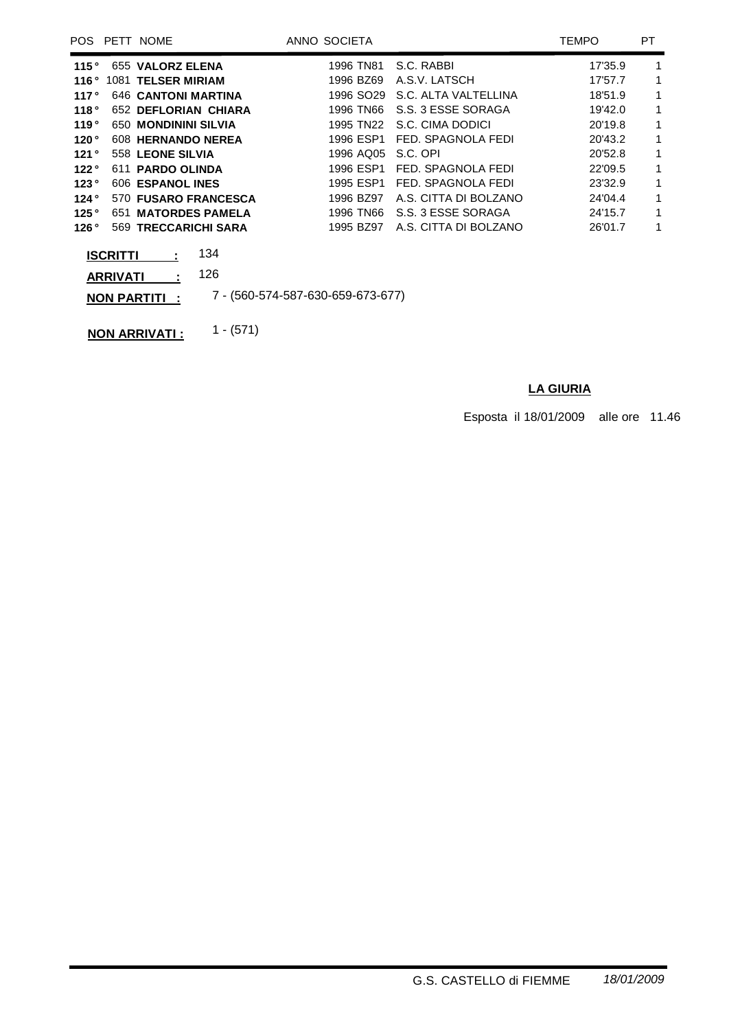| POS | PETT | NOME | ANNO | SOCIETA | | TEMPO | PT |
|---|---|---|---|---|---|---|---|
| **115°** | 655 | **VALORZ ELENA** | 1996 | TN81 | S.C. RABBI | 17'35.9 | 1 |
| **116°** | 1081 | **TELSER MIRIAM** | 1996 | BZ69 | A.S.V. LATSCH | 17'57.7 | 1 |
| **117°** | 646 | **CANTONI MARTINA** | 1996 | SO29 | S.C. ALTA VALTELLINA | 18'51.9 | 1 |
| **118°** | 652 | **DEFLORIAN CHIARA** | 1996 | TN66 | S.S. 3 ESSE SORAGA | 19'42.0 | 1 |
| **119°** | 650 | **MONDININI SILVIA** | 1995 | TN22 | S.C. CIMA DODICI | 20'19.8 | 1 |
| **120°** | 608 | **HERNANDO NEREA** | 1996 | ESP1 | FED. SPAGNOLA FEDI | 20'43.2 | 1 |
| **121°** | 558 | **LEONE SILVIA** | 1996 | AQ05 | S.C. OPI | 20'52.8 | 1 |
| **122°** | 611 | **PARDO OLINDA** | 1996 | ESP1 | FED. SPAGNOLA FEDI | 22'09.5 | 1 |
| **123°** | 606 | **ESPANOL INES** | 1995 | ESP1 | FED. SPAGNOLA FEDI | 23'32.9 | 1 |
| **124°** | 570 | **FUSARO FRANCESCA** | 1996 | BZ97 | A.S. CITTA DI BOLZANO | 24'04.4 | 1 |
| **125°** | 651 | **MATORDES PAMELA** | 1996 | TN66 | S.S. 3 ESSE SORAGA | 24'15.7 | 1 |
| **126°** | 569 | **TRECCARICHI SARA** | 1995 | BZ97 | A.S. CITTA DI BOLZANO | 26'01.7 | 1 |

**ISCRITTI :** 134

**ARRIVATI :** 126

**NON PARTITI :** 7 - (560-574-587-630-659-673-677)

**NON ARRIVATI :** 1 - (571)

**LA GIURIA**

Esposta il 18/01/2009 alle ore 11.46

G.S. CASTELLO di FIEMME *18/01/2009*